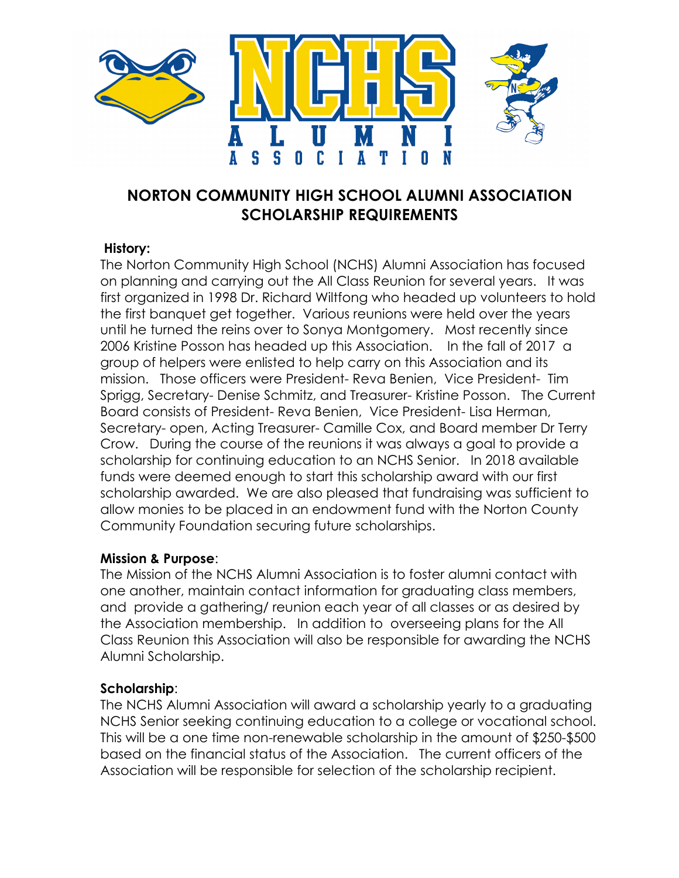NCHS ALUMNI ASSOCIATION

# NORTON COMMUNITY HIGH SCHOOL ALUMNI ASSOCIATION SCHOLARSHIP REQUIREMENTS

**History:**

The Norton Community High School (NCHS) Alumni Association has focused on planning and carrying out the All Class Reunion for several years. It was first organized in 1998 Dr. Richard Wiltfong who headed up volunteers to hold the first banquet get together. Various reunions were held over the years until he turned the reins over to Sonya Montgomery. Most recently since 2006 Kristine Posson has headed up this Association. In the fall of 2017 a group of helpers were enlisted to help carry on this Association and its mission. Those officers were President- Reva Benien, Vice President- Tim Sprigg, Secretary- Denise Schmitz, and Treasurer- Kristine Posson. The Current Board consists of President- Reva Benien, Vice President- Lisa Herman, Secretary- open, Acting Treasurer- Camille Cox, and Board member Dr Terry Crow. During the course of the reunions it was always a goal to provide a scholarship for continuing education to an NCHS Senior. In 2018 available funds were deemed enough to start this scholarship award with our first scholarship awarded. We are also pleased that fundraising was sufficient to allow monies to be placed in an endowment fund with the Norton County Community Foundation securing future scholarships.

**Mission & Purpose**:

The Mission of the NCHS Alumni Association is to foster alumni contact with one another, maintain contact information for graduating class members, and provide a gathering/ reunion each year of all classes or as desired by the Association membership. In addition to overseeing plans for the All Class Reunion this Association will also be responsible for awarding the NCHS Alumni Scholarship.

**Scholarship**:

The NCHS Alumni Association will award a scholarship yearly to a graduating NCHS Senior seeking continuing education to a college or vocational school. This will be a one time non-renewable scholarship in the amount of $250-$500 based on the financial status of the Association. The current officers of the Association will be responsible for selection of the scholarship recipient.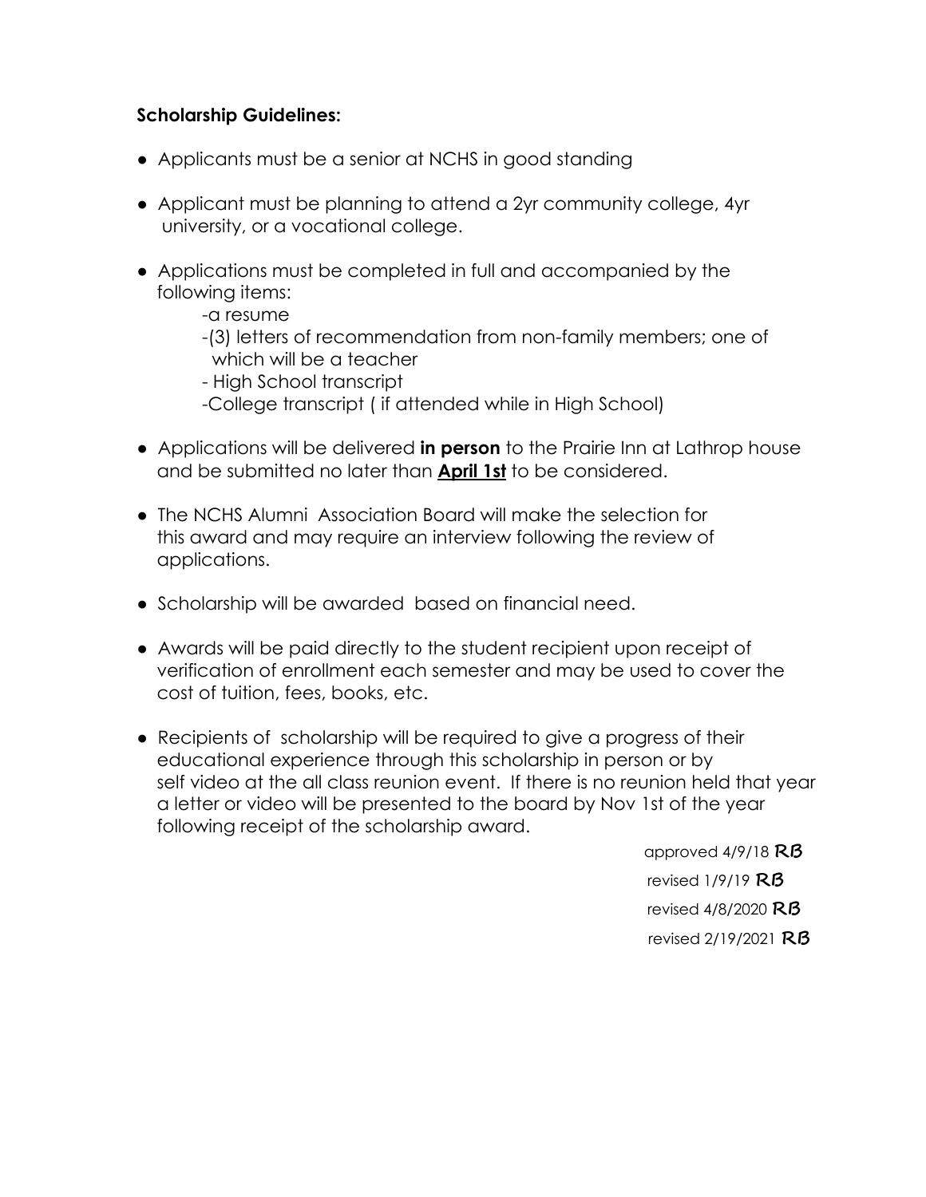**Scholarship Guidelines:**

- Applicants must be a senior at NCHS in good standing
- Applicant must be planning to attend a 2yr community college, 4yr university, or a vocational college.
- Applications must be completed in full and accompanied by the following items:
  - -a resume
  - -(3) letters of recommendation from non-family members; one of which will be a teacher
  - - High School transcript
  - -College transcript ( if attended while in High School)
- Applications will be delivered **in person** to the Prairie Inn at Lathrop house and be submitted no later than **April 1st** to be considered.
- The NCHS Alumni Association Board will make the selection for this award and may require an interview following the review of applications.
- Scholarship will be awarded based on financial need.
- Awards will be paid directly to the student recipient upon receipt of verification of enrollment each semester and may be used to cover the cost of tuition, fees, books, etc.
- Recipients of scholarship will be required to give a progress of their educational experience through this scholarship in person or by self video at the all class reunion event. If there is no reunion held that year a letter or video will be presented to the board by Nov 1st of the year following receipt of the scholarship award.

approved 4/9/18 RB
revised 1/9/19 RB
revised 4/8/2020 RB
revised 2/19/2021 RB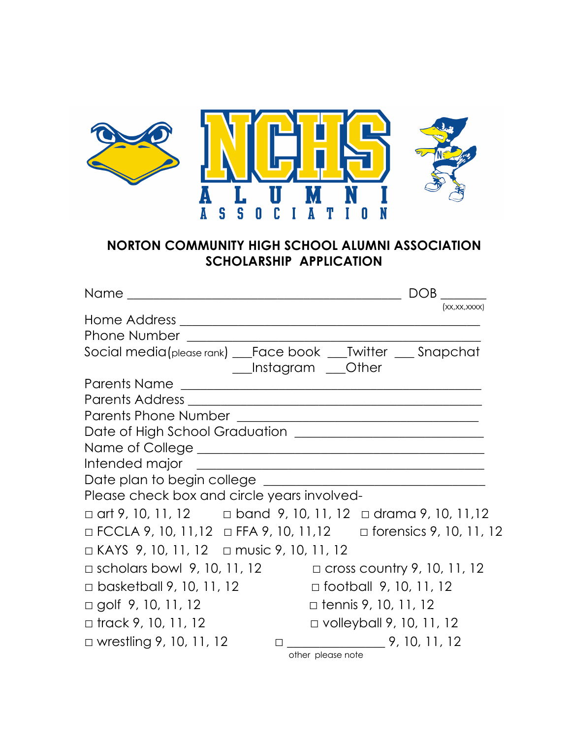NCHS ALUMNI ASSOCIATION

**NORTON COMMUNITY HIGH SCHOOL ALUMNI ASSOCIATION**
**SCHOLARSHIP APPLICATION**

Name ___________________________________________ DOB _______ (xx,xx,xxxx)

Home Address _______________________________________________

Phone Number ______________________________________________

Social media(please rank) ___Face book ___Twitter ___ Snapchat ___Instagram ___Other

Parents Name _______________________________________________

Parents Address _____________________________________________

Parents Phone Number _______________________________________

Date of High School Graduation ______________________________

Name of College ____________________________________________

Intended major _____________________________________________

Date plan to begin college ___________________________________

Please check box and circle years involved-

□ art 9, 10, 11, 12 □ band 9, 10, 11, 12 □ drama 9, 10, 11,12

□ FCCLA 9, 10, 11,12 □ FFA 9, 10, 11,12 □ forensics 9, 10, 11, 12

□ KAYS 9, 10, 11, 12 □ music 9, 10, 11, 12

□ scholars bowl 9, 10, 11, 12 □ cross country 9, 10, 11, 12

□ basketball 9, 10, 11, 12 □ football 9, 10, 11, 12

□ golf 9, 10, 11, 12 □ tennis 9, 10, 11, 12

□ track 9, 10, 11, 12 □ volleyball 9, 10, 11, 12

□ wrestling 9, 10, 11, 12 □ _______________ 9, 10, 11, 12 (other please note)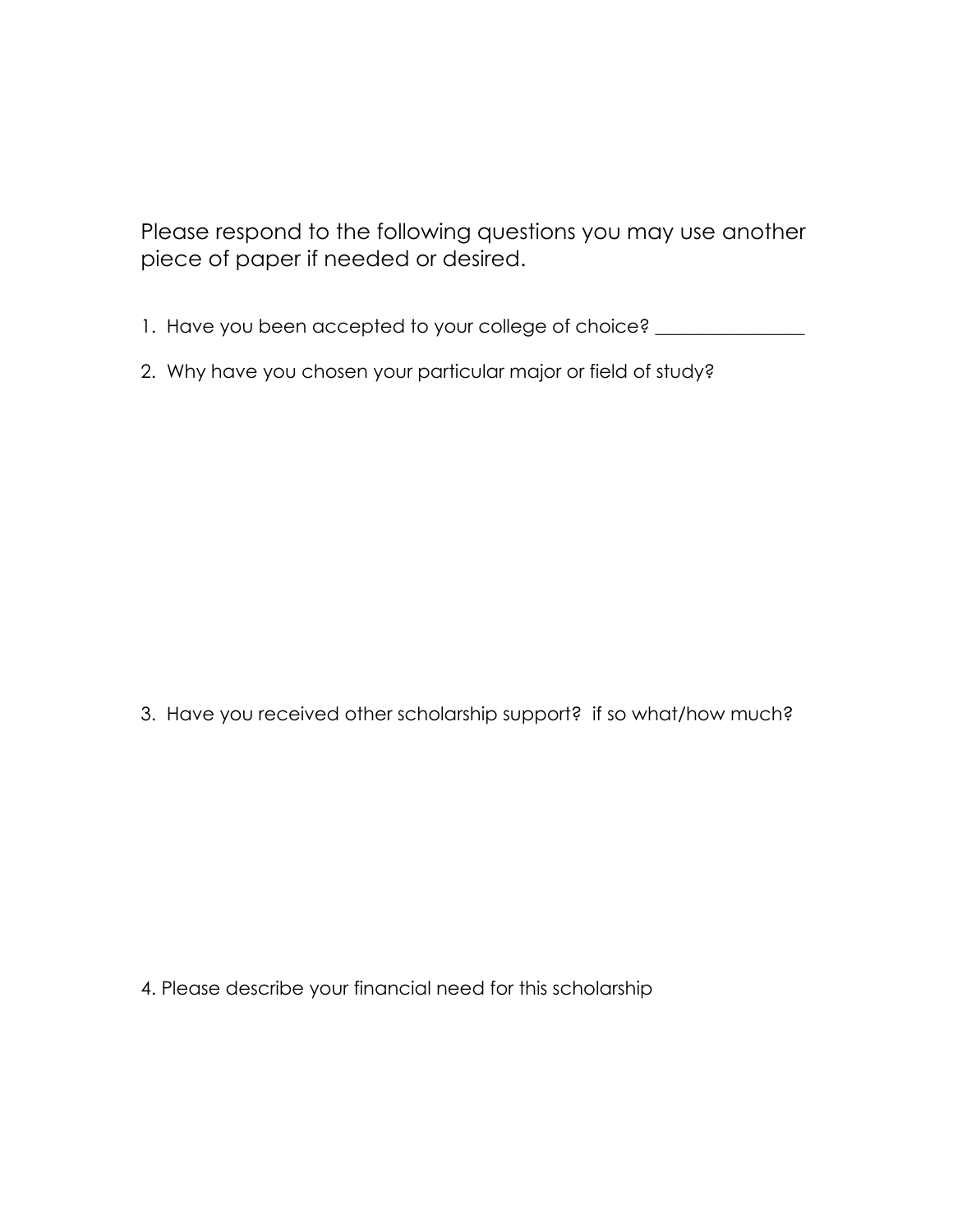Please respond to the following questions you may use another piece of paper if needed or desired.

1. Have you been accepted to your college of choice? ________________

2. Why have you chosen your particular major or field of study?

3. Have you received other scholarship support? if so what/how much?

4. Please describe your financial need for this scholarship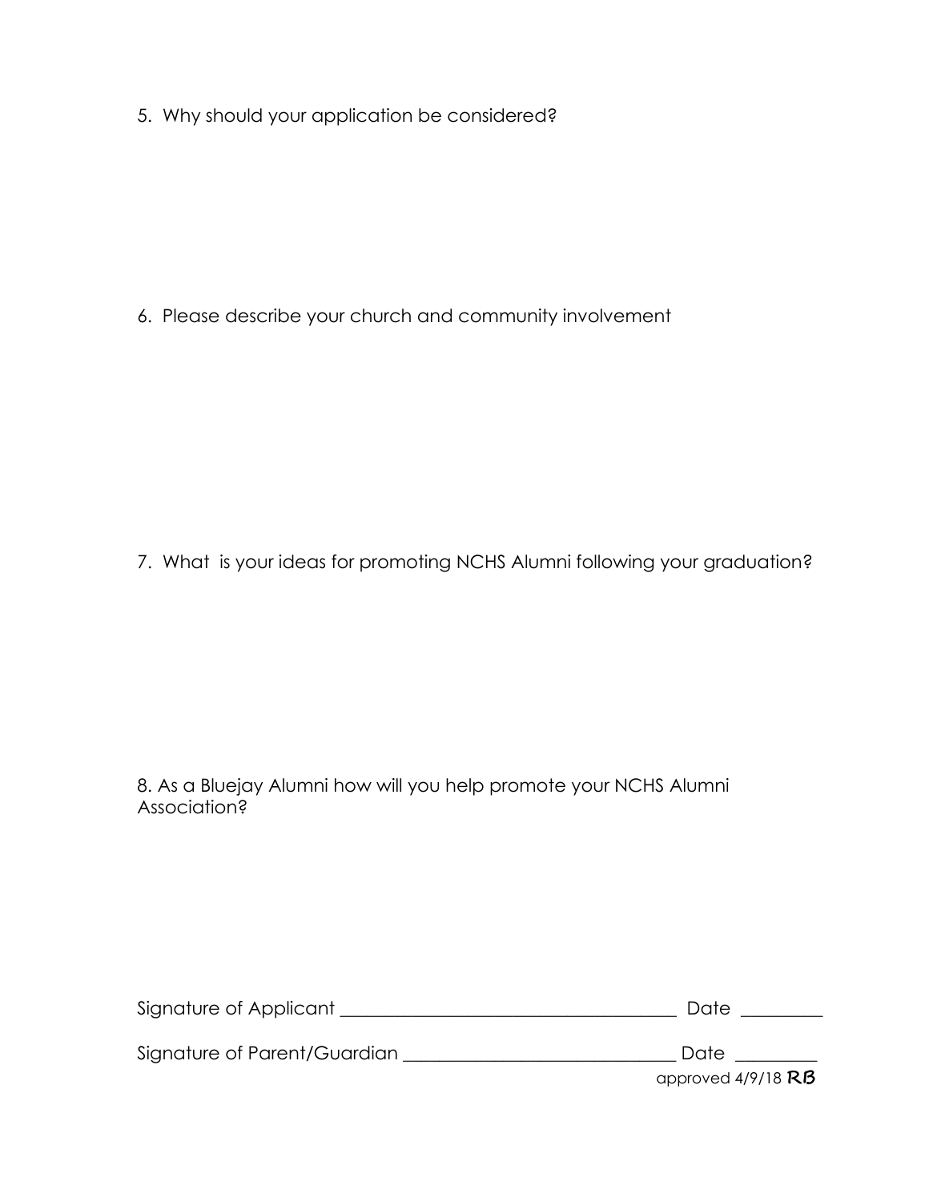5. Why should your application be considered?

6. Please describe your church and community involvement

7. What is your ideas for promoting NCHS Alumni following your graduation?

8. As a Bluejay Alumni how will you help promote your NCHS Alumni Association?

Signature of Applicant ____________________________________ Date _________

Signature of Parent/Guardian ____________________________ Date _________

approved 4/9/18 RB